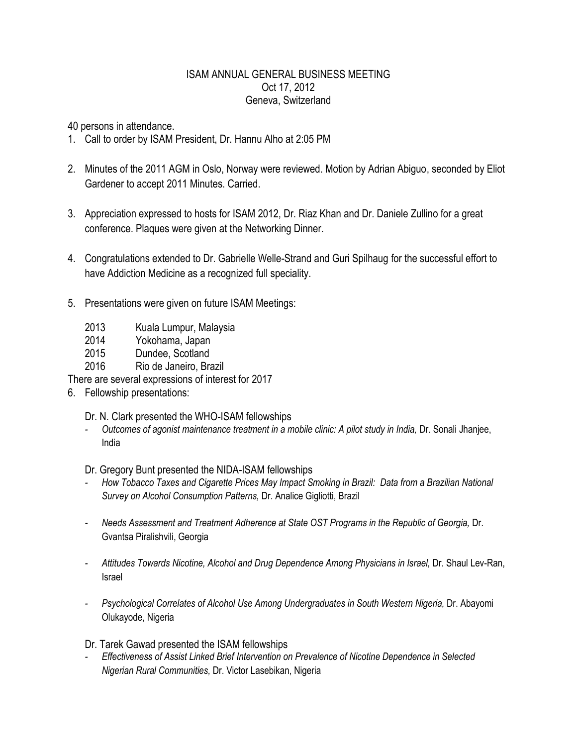# ISAM ANNUAL GENERAL BUSINESS MEETING

Oct 17, 2012

Geneva, Switzerland

40 persons in attendance.

1. Call to order by ISAM President, Dr. Hannu Alho at 2:05 PM

2. Minutes of the 2011 AGM in Oslo, Norway were reviewed. Motion by Adrian Abiguo, seconded by Eliot Gardener to accept 2011 Minutes. Carried.

3. Appreciation expressed to hosts for ISAM 2012, Dr. Riaz Khan and Dr. Daniele Zullino for a great conference. Plaques were given at the Networking Dinner.

4. Congratulations extended to Dr. Gabrielle Welle-Strand and Guri Spilhaug for the successful effort to have Addiction Medicine as a recognized full speciality.

5. Presentations were given on future ISAM Meetings:

   2013 Kuala Lumpur, Malaysia
   2014 Yokohama, Japan
   2015 Dundee, Scotland
   2016 Rio de Janeiro, Brazil

There are several expressions of interest for 2017

6. Fellowship presentations:

   Dr. N. Clark presented the WHO-ISAM fellowships
   - *Outcomes of agonist maintenance treatment in a mobile clinic: A pilot study in India,* Dr. Sonali Jhanjee, India

   Dr. Gregory Bunt presented the NIDA-ISAM fellowships
   - *How Tobacco Taxes and Cigarette Prices May Impact Smoking in Brazil: Data from a Brazilian National Survey on Alcohol Consumption Patterns,* Dr. Analice Gigliotti, Brazil
   - *Needs Assessment and Treatment Adherence at State OST Programs in the Republic of Georgia,* Dr. Gvantsa Piralishvili, Georgia
   - *Attitudes Towards Nicotine, Alcohol and Drug Dependence Among Physicians in Israel,* Dr. Shaul Lev-Ran, Israel
   - *Psychological Correlates of Alcohol Use Among Undergraduates in South Western Nigeria,* Dr. Abayomi Olukayode, Nigeria

   Dr. Tarek Gawad presented the ISAM fellowships
   - *Effectiveness of Assist Linked Brief Intervention on Prevalence of Nicotine Dependence in Selected Nigerian Rural Communities,* Dr. Victor Lasebikan, Nigeria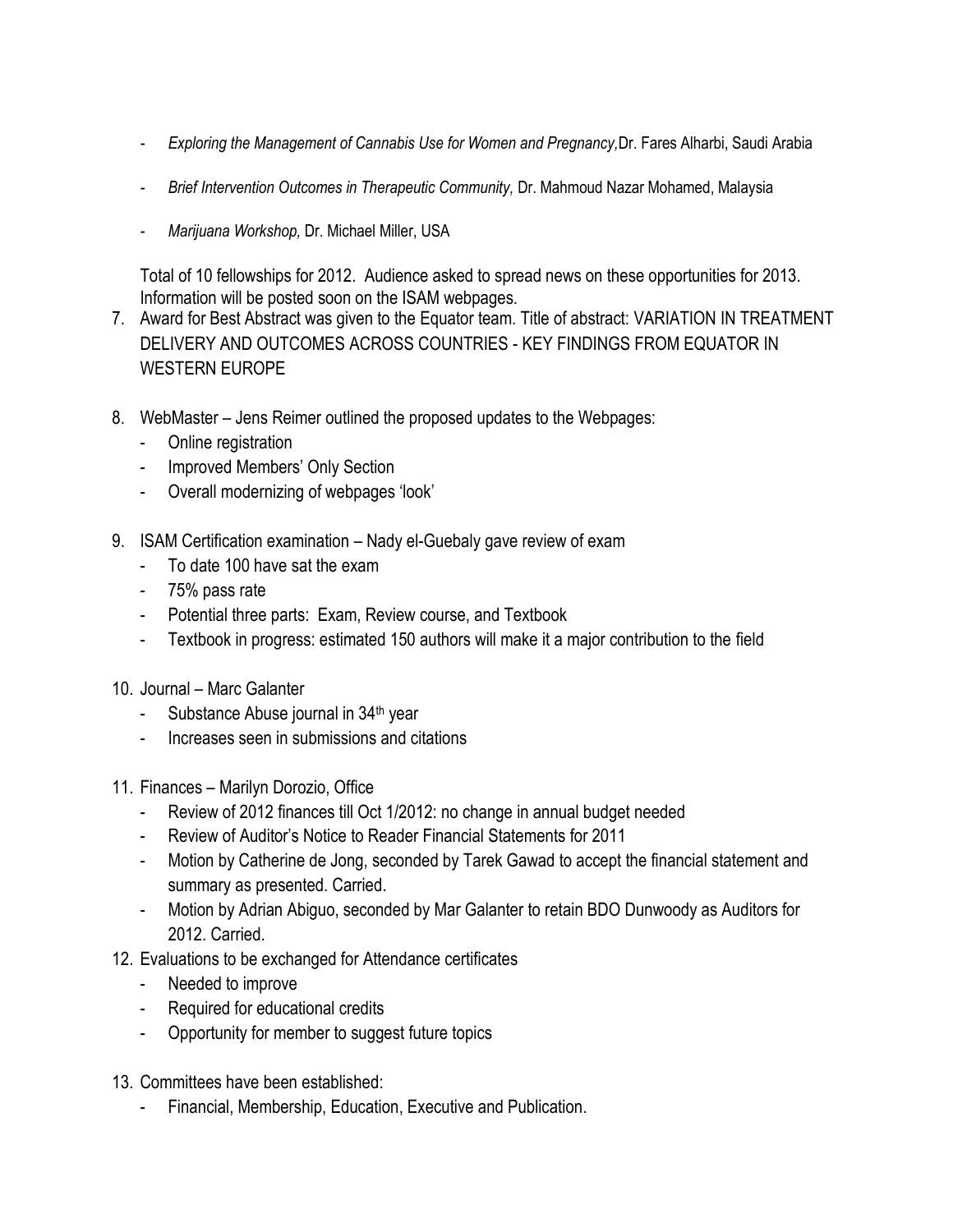- *Exploring the Management of Cannabis Use for Women and Pregnancy,* Dr. Fares Alharbi, Saudi Arabia

- *Brief Intervention Outcomes in Therapeutic Community,* Dr. Mahmoud Nazar Mohamed, Malaysia

- *Marijuana Workshop,* Dr. Michael Miller, USA

  Total of 10 fellowships for 2012. Audience asked to spread news on these opportunities for 2013. Information will be posted soon on the ISAM webpages.

7. Award for Best Abstract was given to the Equator team. Title of abstract: VARIATION IN TREATMENT DELIVERY AND OUTCOMES ACROSS COUNTRIES - KEY FINDINGS FROM EQUATOR IN WESTERN EUROPE

8. WebMaster – Jens Reimer outlined the proposed updates to the Webpages:
   - Online registration
   - Improved Members' Only Section
   - Overall modernizing of webpages 'look'

9. ISAM Certification examination – Nady el-Guebaly gave review of exam
   - To date 100 have sat the exam
   - 75% pass rate
   - Potential three parts: Exam, Review course, and Textbook
   - Textbook in progress: estimated 150 authors will make it a major contribution to the field

10. Journal – Marc Galanter
    - Substance Abuse journal in 34th year
    - Increases seen in submissions and citations

11. Finances – Marilyn Dorozio, Office
    - Review of 2012 finances till Oct 1/2012: no change in annual budget needed
    - Review of Auditor's Notice to Reader Financial Statements for 2011
    - Motion by Catherine de Jong, seconded by Tarek Gawad to accept the financial statement and summary as presented. Carried.
    - Motion by Adrian Abiguo, seconded by Mar Galanter to retain BDO Dunwoody as Auditors for 2012. Carried.

12. Evaluations to be exchanged for Attendance certificates
    - Needed to improve
    - Required for educational credits
    - Opportunity for member to suggest future topics

13. Committees have been established:
    - Financial, Membership, Education, Executive and Publication.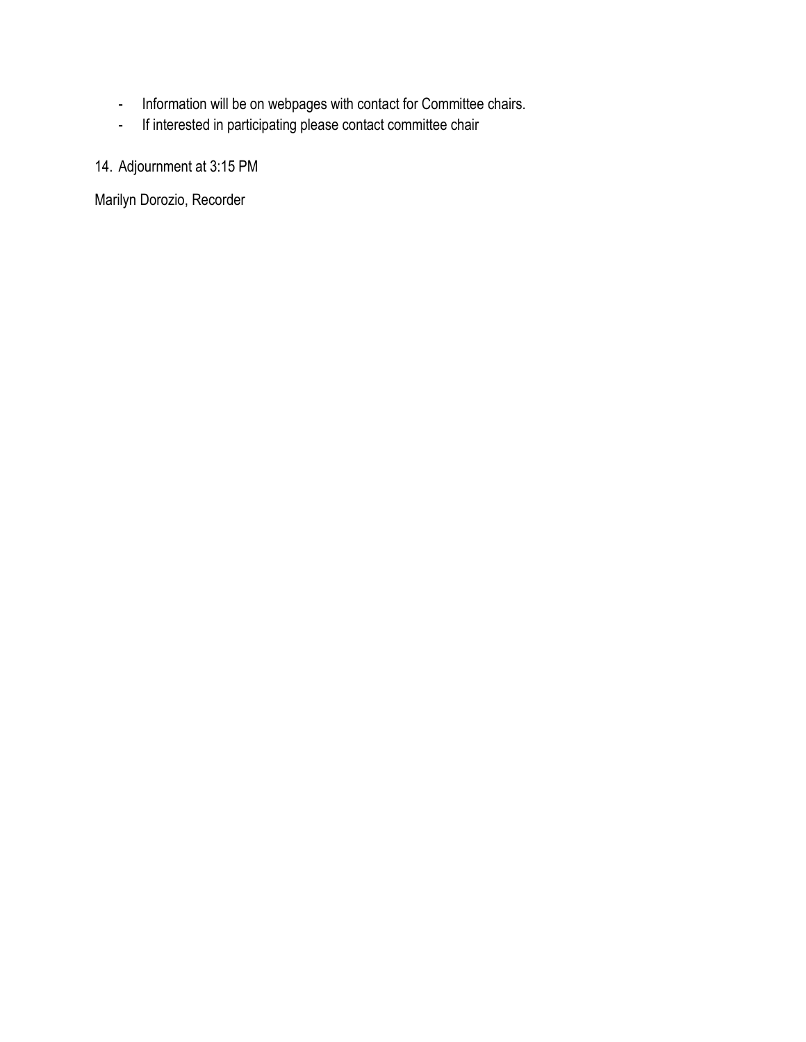- Information will be on webpages with contact for Committee chairs.
- If interested in participating please contact committee chair

14. Adjournment at 3:15 PM

Marilyn Dorozio, Recorder